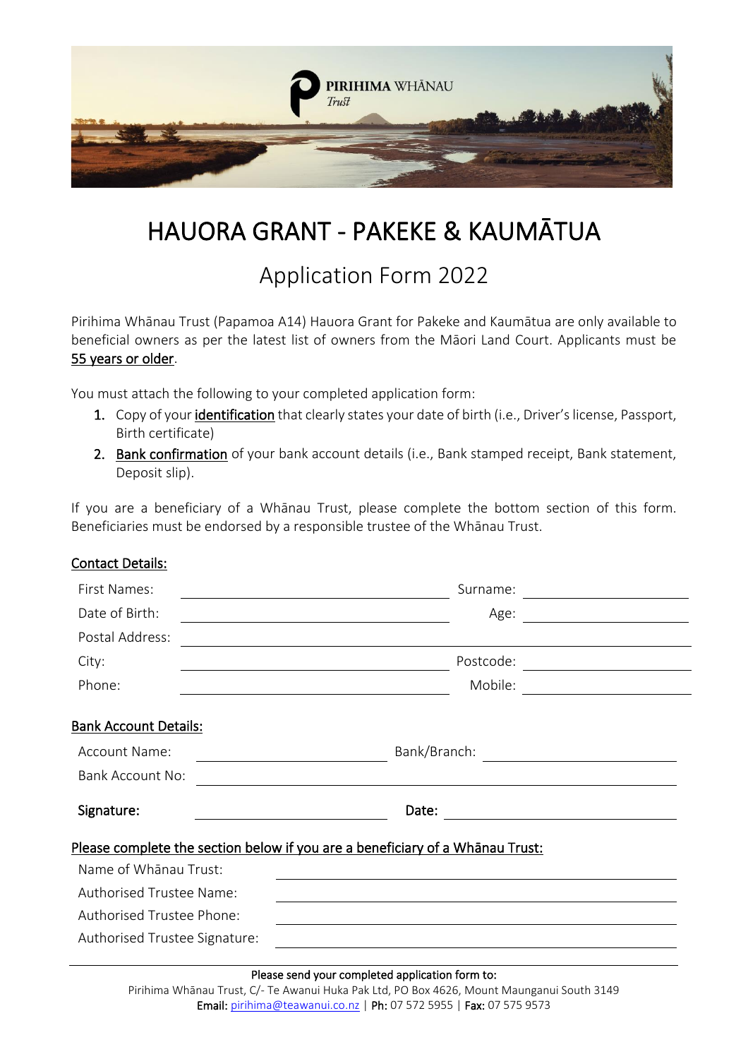PIRIHIMA WHĀNAU Trust

# HAURORA GRANT - PAKEKE & KAUMĀTUA

## Application Form 2022

Pirihima Whānau Trust (Papamoa A14) Hauora Grant for Pakeke and Kaumātua are only available to beneficial owners as per the latest list of owners from the Māori Land Court. Applicants must be 55 years or older.

You must attach the following to your completed application form:

1. Copy of your identification that clearly states your date of birth (i.e., Driver's license, Passport, Birth certificate)
2. Bank confirmation of your bank account details (i.e., Bank stamped receipt, Bank statement, Deposit slip).

If you are a beneficiary of a Whānau Trust, please complete the bottom section of this form. Beneficiaries must be endorsed by a responsible trustee of the Whānau Trust.

**Contact Details:**

| | | | |
|---|---|---|---|
| First Names: | | Surname: | |
| Date of Birth: | | Age: | |
| Postal Address: | | | |
| City: | | Postcode: | |
| Phone: | | Mobile: | |

**Bank Account Details:**

| | | | |
|---|---|---|---|
| Account Name: | | Bank/Branch: | |
| Bank Account No: | | | |
| **Signature:** | | **Date:** | |

**Please complete the section below if you are a beneficiary of a Whānau Trust:**

| | |
|---|---|
| Name of Whānau Trust: | |
| Authorised Trustee Name: | |
| Authorised Trustee Phone: | |
| Authorised Trustee Signature: | |

**Please send your completed application form to:**
Pirihima Whānau Trust, C/- Te Awanui Huka Pak Ltd, PO Box 4626, Mount Maunganui South 3149
**Email:** pirihima@teawanui.co.nz | **Ph:** 07 572 5955 | **Fax:** 07 575 9573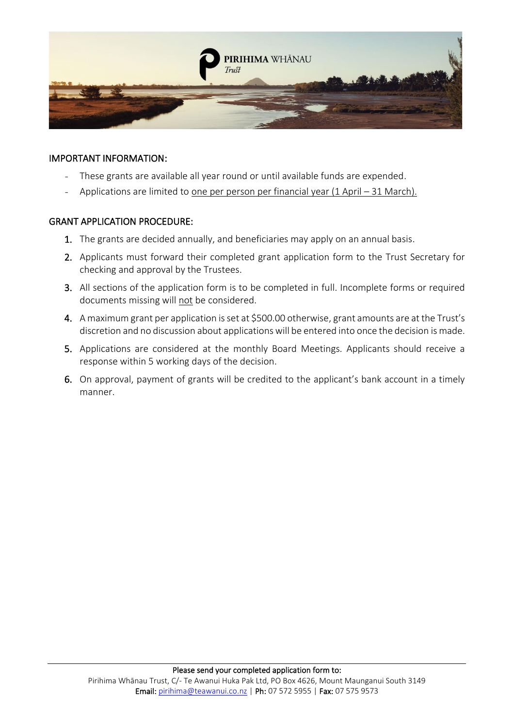PIRIHIMA WHĀNAU
*Trust*

## IMPORTANT INFORMATION:

- These grants are available all year round or until available funds are expended.
- Applications are limited to one per person per financial year (1 April – 31 March).

## GRANT APPLICATION PROCEDURE:

1. The grants are decided annually, and beneficiaries may apply on an annual basis.
2. Applicants must forward their completed grant application form to the Trust Secretary for checking and approval by the Trustees.
3. All sections of the application form is to be completed in full. Incomplete forms or required documents missing will not be considered.
4. A maximum grant per application is set at $500.00 otherwise, grant amounts are at the Trust's discretion and no discussion about applications will be entered into once the decision is made.
5. Applications are considered at the monthly Board Meetings. Applicants should receive a response within 5 working days of the decision.
6. On approval, payment of grants will be credited to the applicant's bank account in a timely manner.

**Please send your completed application form to:**
Pirihima Whānau Trust, C/- Te Awanui Huka Pak Ltd, PO Box 4626, Mount Maunganui South 3149
**Email:** pirihima@teawanui.co.nz | **Ph:** 07 572 5955 | **Fax:** 07 575 9573